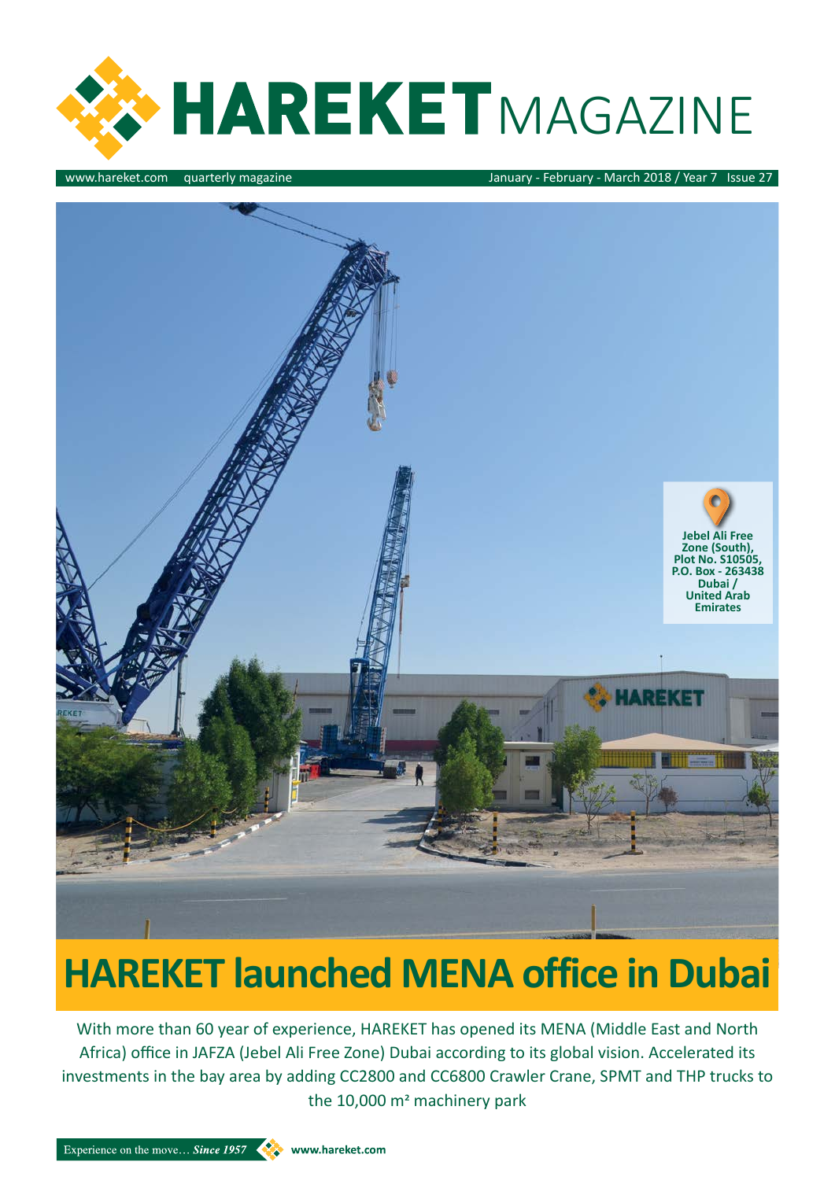# HAREKET MAGAZINE

www.hareket.com quarterly magazine January - February - March 2018 / Year 7 Issue 27

Jebel Ali Free Zone (South), Plot No. S10505, P.O. Box - 263438 Dubai / United Arab Emirates

## HAREKET launched MENA office in Dubai

With more than 60 year of experience, HAREKET has opened its MENA (Middle East and North Africa) office in JAFZA (Jebel Ali Free Zone) Dubai according to its global vision. Accelerated its investments in the bay area by adding CC2800 and CC6800 Crawler Crane, SPMT and THP trucks to the 10,000 m² machinery park

Experience on the move… *Since 1957* www.hareket.com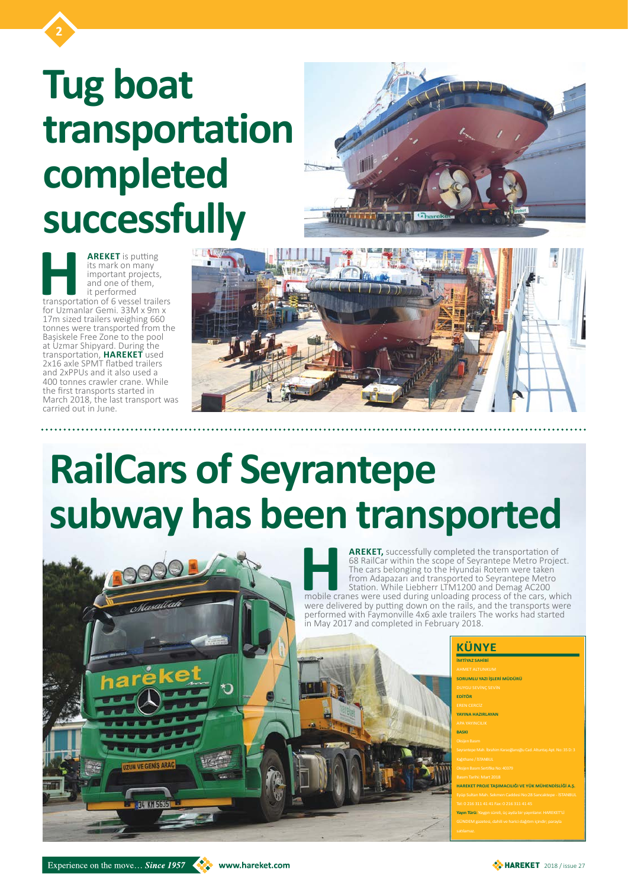# Tug boat transportation completed successfully

**HAREKET** is putting its mark on many important projects, and one of them, it performed transportation of 6 vessel trailers for Uzmanlar Gemi. 33M x 9m x 17m sized trailers weighing 660 tonnes were transported from the Başiskele Free Zone to the pool at Uzmar Shipyard. During the transportation, **HAREKET** used 2x16 axle SPMT flatbed trailers and 2xPPUs and it also used a 400 tonnes crawler crane. While the first transports started in March 2018, the last transport was carried out in June.

# RailCars of Seyrantepe subway has been transported

**HAREKET,** successfully completed the transportation of 68 RailCar within the scope of Seyrantepe Metro Project. The cars belonging to the Hyundai Rotem were taken from Adapazarı and transported to Seyrantepe Metro Station. While Liebherr LTM1200 and Demag AC200 mobile cranes were used during unloading process of the cars, which were delivered by putting down on the rails, and the transports were performed with Faymonville 4x6 axle trailers The works had started in May 2017 and completed in February 2018.

## KÜNYE

**İMTİYAZ SAHİBİ**
AHMET ALTUNKUM

**SORUMLU YAZI İŞLERİ MÜDÜRÜ**
DUYGU SEVİNÇ SEVİN

**EDİTÖR**
EREN CERCİZ

**YAYINA HAZIRLAYAN**
APA YAYINCILIK

**BASKI**
Oksijen Basım
Seyrantepe Mah. İbrahim Karaoğlanoğlu Cad. Albatdaş Apt. No: 35 D: 3
Kağıthane / İSTANBUL
Oksijen Basım Sertifika No: 40379
Basım Tarihi: Mart 2018

**HAREKET PROJE TAŞIMACILIĞI VE YÜK MÜHENDİSLİĞİ A.Ş.**
Eyüp Sultan Mah. Sekmen Caddesi No:28 Sancaktepe - İSTANBUL
Tel: 0 216 311 41 41 Fax: 0 216 311 41 45

**Yayın Türü:** Yaygın süreli, üç ayda bir yayınlanır. HAREKET'LI GÜNDEM gazetesi, dahili ve harici dağıtım içindir; parayla satılamaz.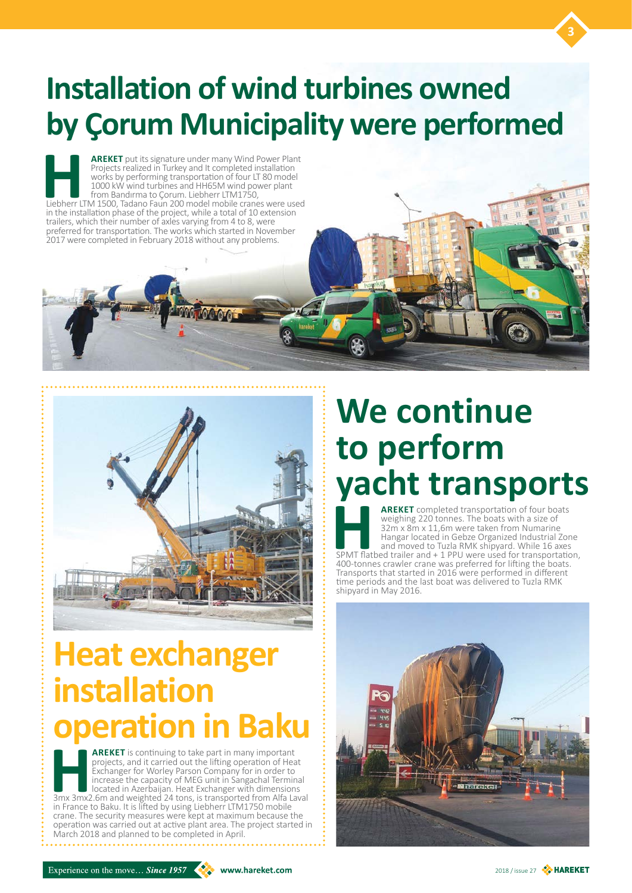# Installation of wind turbines owned by Çorum Municipality were performed

**HAREKET** put its signature under many Wind Power Plant Projects realized in Turkey and It completed installation works by performing transportation of four LT 80 model 1000 kW wind turbines and HH65M wind power plant from Bandırma to Çorum. Liebherr LTM1750, Liebherr LTM 1500, Tadano Faun 200 model mobile cranes were used in the installation phase of the project, while a total of 10 extension trailers, which their number of axles varying from 4 to 8, were preferred for transportation. The works which started in November 2017 were completed in February 2018 without any problems.

# Heat exchanger installation operation in Baku

**HAREKET** is continuing to take part in many important projects, and it carried out the lifting operation of Heat Exchanger for Worley Parson Company for in order to increase the capacity of MEG unit in Sangachal Terminal located in Azerbaijan. Heat Exchanger with dimensions 3mx 3mx2.6m and weighted 24 tons, is transported from Alfa Laval in France to Baku. It is lifted by using Liebherr LTM1750 mobile crane. The security measures were kept at maximum because the operation was carried out at active plant area. The project started in March 2018 and planned to be completed in April.

# We continue to perform yacht transports

**HAREKET** completed transportation of four boats weighing 220 tonnes. The boats with a size of 32m x 8m x 11,6m were taken from Numarine Hangar located in Gebze Organized Industrial Zone and moved to Tuzla RMK shipyard. While 16 axes SPMT flatbed trailer and + 1 PPU were used for transportation, 400-tonnes crawler crane was preferred for lifting the boats. Transports that started in 2016 were performed in different time periods and the last boat was delivered to Tuzla RMK shipyard in May 2016.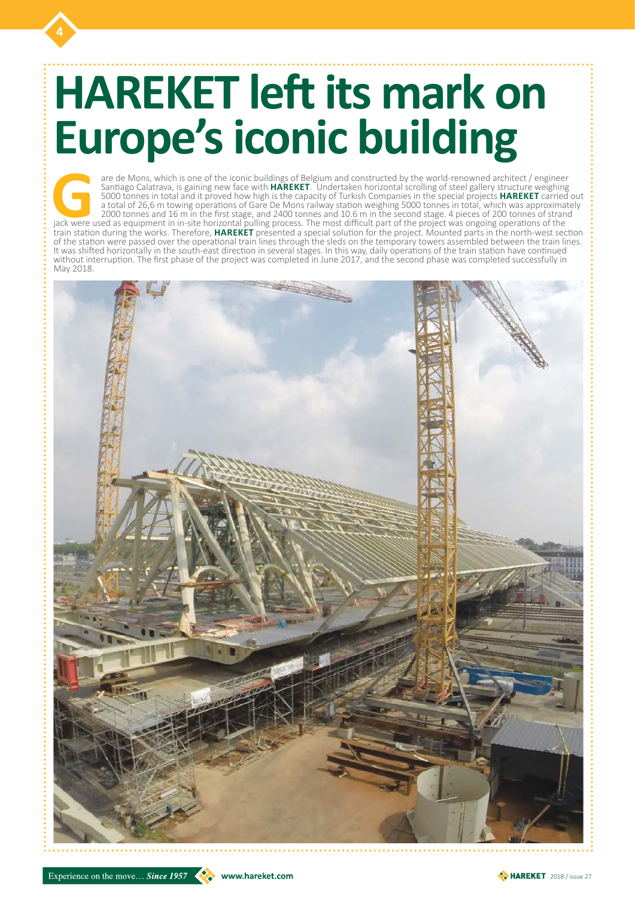# HAREKET left its mark on Europe's iconic building

Gare de Mons, which is one of the iconic buildings of Belgium and constructed by the world-renowned architect / engineer Santiago Calatrava, is gaining new face with **HAREKET**. Undertaken horizontal scrolling of steel gallery structure weighing 5000 tonnes in total and it proved how high is the capacity of Turkish Companies in the special projects **HAREKET** carried out a total of 26,6 m towing operations of Gare De Mons railway station weighing 5000 tonnes in total, which was approximately 2000 tonnes and 16 m in the first stage, and 2400 tonnes and 10.6 m in the second stage. 4 pieces of 200 tonnes of strand jack were used as equipment in in-site horizontal pulling process. The most difficult part of the project was ongoing operations of the train station during the works. Therefore, **HAREKET** presented a special solution for the project. Mounted parts in the north-west section of the station were passed over the operational train lines through the sleds on the temporary towers assembled between the train lines. It was shifted horizontally in the south-east direction in several stages. In this way, daily operations of the train station have continued without interruption. The first phase of the project was completed in June 2017, and the second phase was completed successfully in May 2018.